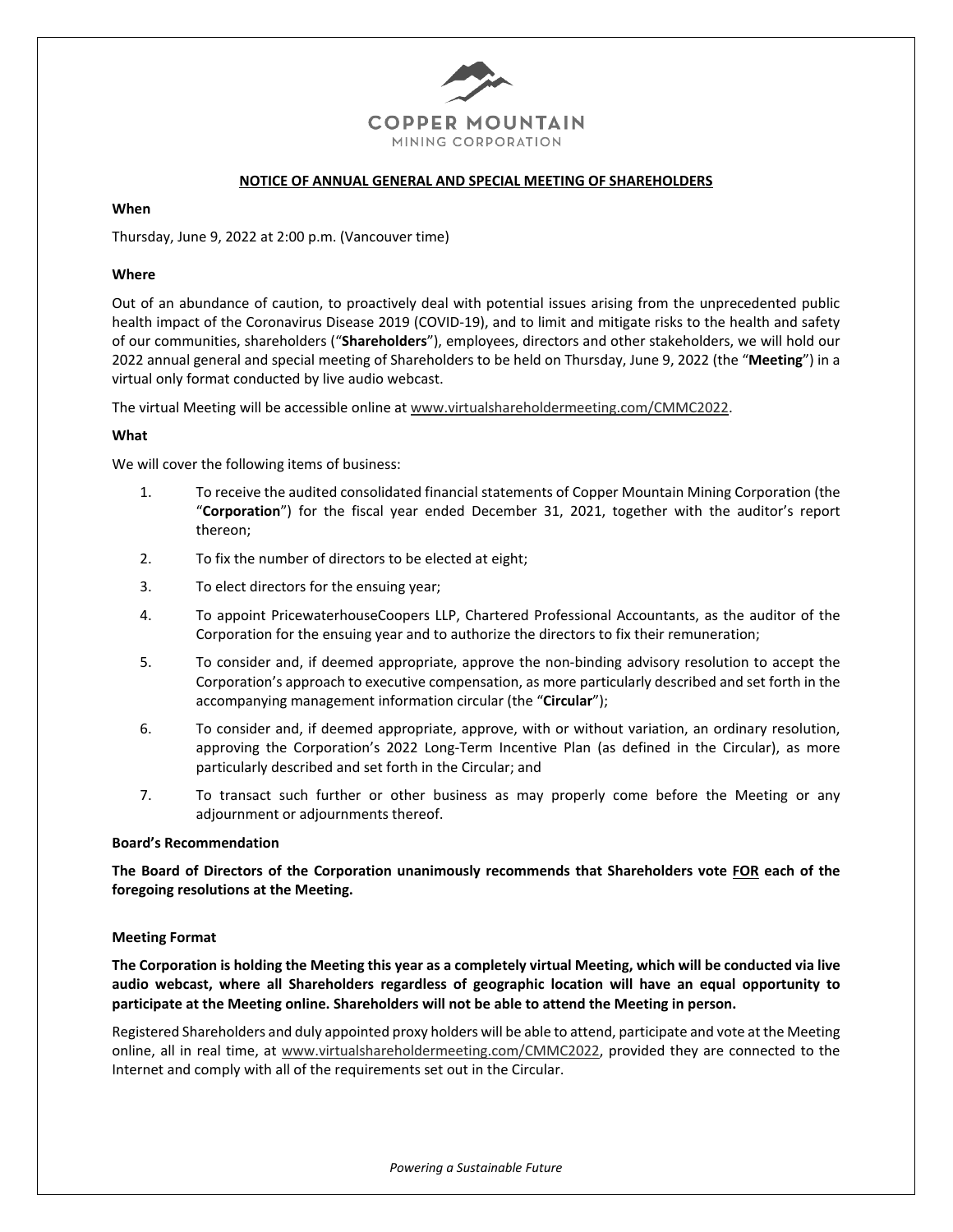COPPER MOUNTAIN
MINING CORPORATION

## NOTICE OF ANNUAL GENERAL AND SPECIAL MEETING OF SHAREHOLDERS

**When**

Thursday, June 9, 2022 at 2:00 p.m. (Vancouver time)

**Where**

Out of an abundance of caution, to proactively deal with potential issues arising from the unprecedented public health impact of the Coronavirus Disease 2019 (COVID-19), and to limit and mitigate risks to the health and safety of our communities, shareholders ("**Shareholders**"), employees, directors and other stakeholders, we will hold our 2022 annual general and special meeting of Shareholders to be held on Thursday, June 9, 2022 (the "**Meeting**") in a virtual only format conducted by live audio webcast.

The virtual Meeting will be accessible online at www.virtualshareholdermeeting.com/CMMC2022.

**What**

We will cover the following items of business:

1. To receive the audited consolidated financial statements of Copper Mountain Mining Corporation (the "**Corporation**") for the fiscal year ended December 31, 2021, together with the auditor's report thereon;
2. To fix the number of directors to be elected at eight;
3. To elect directors for the ensuing year;
4. To appoint PricewaterhouseCoopers LLP, Chartered Professional Accountants, as the auditor of the Corporation for the ensuing year and to authorize the directors to fix their remuneration;
5. To consider and, if deemed appropriate, approve the non-binding advisory resolution to accept the Corporation's approach to executive compensation, as more particularly described and set forth in the accompanying management information circular (the "**Circular**");
6. To consider and, if deemed appropriate, approve, with or without variation, an ordinary resolution, approving the Corporation's 2022 Long-Term Incentive Plan (as defined in the Circular), as more particularly described and set forth in the Circular; and
7. To transact such further or other business as may properly come before the Meeting or any adjournment or adjournments thereof.

**Board's Recommendation**

**The Board of Directors of the Corporation unanimously recommends that Shareholders vote FOR each of the foregoing resolutions at the Meeting.**

**Meeting Format**

**The Corporation is holding the Meeting this year as a completely virtual Meeting, which will be conducted via live audio webcast, where all Shareholders regardless of geographic location will have an equal opportunity to participate at the Meeting online. Shareholders will not be able to attend the Meeting in person.**

Registered Shareholders and duly appointed proxy holders will be able to attend, participate and vote at the Meeting online, all in real time, at www.virtualshareholdermeeting.com/CMMC2022, provided they are connected to the Internet and comply with all of the requirements set out in the Circular.

*Powering a Sustainable Future*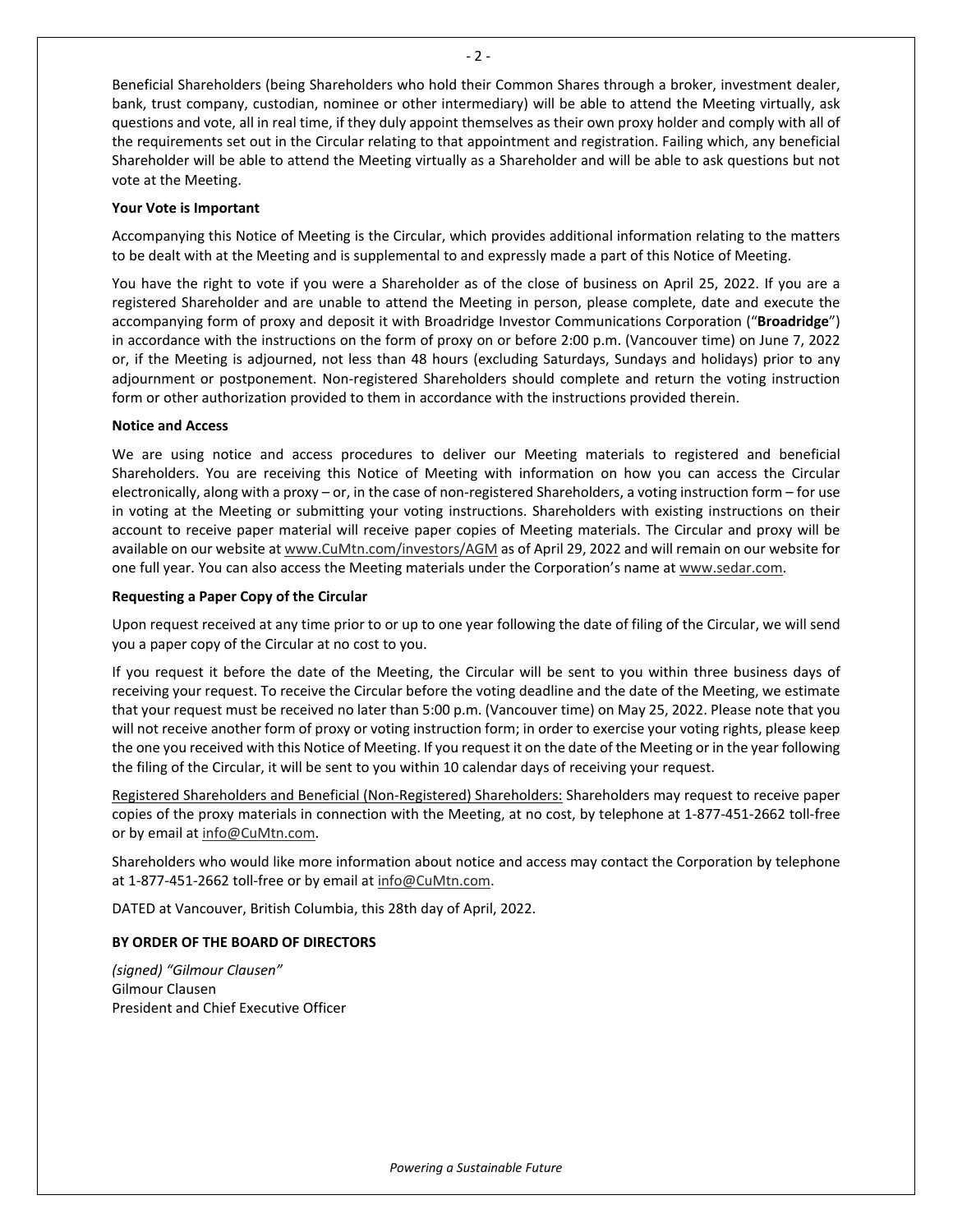Beneficial Shareholders (being Shareholders who hold their Common Shares through a broker, investment dealer, bank, trust company, custodian, nominee or other intermediary) will be able to attend the Meeting virtually, ask questions and vote, all in real time, if they duly appoint themselves as their own proxy holder and comply with all of the requirements set out in the Circular relating to that appointment and registration. Failing which, any beneficial Shareholder will be able to attend the Meeting virtually as a Shareholder and will be able to ask questions but not vote at the Meeting.

**Your Vote is Important**

Accompanying this Notice of Meeting is the Circular, which provides additional information relating to the matters to be dealt with at the Meeting and is supplemental to and expressly made a part of this Notice of Meeting.

You have the right to vote if you were a Shareholder as of the close of business on April 25, 2022. If you are a registered Shareholder and are unable to attend the Meeting in person, please complete, date and execute the accompanying form of proxy and deposit it with Broadridge Investor Communications Corporation ("**Broadridge**") in accordance with the instructions on the form of proxy on or before 2:00 p.m. (Vancouver time) on June 7, 2022 or, if the Meeting is adjourned, not less than 48 hours (excluding Saturdays, Sundays and holidays) prior to any adjournment or postponement. Non-registered Shareholders should complete and return the voting instruction form or other authorization provided to them in accordance with the instructions provided therein.

**Notice and Access**

We are using notice and access procedures to deliver our Meeting materials to registered and beneficial Shareholders. You are receiving this Notice of Meeting with information on how you can access the Circular electronically, along with a proxy – or, in the case of non-registered Shareholders, a voting instruction form – for use in voting at the Meeting or submitting your voting instructions. Shareholders with existing instructions on their account to receive paper material will receive paper copies of Meeting materials. The Circular and proxy will be available on our website at www.CuMtn.com/investors/AGM as of April 29, 2022 and will remain on our website for one full year. You can also access the Meeting materials under the Corporation's name at www.sedar.com.

**Requesting a Paper Copy of the Circular**

Upon request received at any time prior to or up to one year following the date of filing of the Circular, we will send you a paper copy of the Circular at no cost to you.

If you request it before the date of the Meeting, the Circular will be sent to you within three business days of receiving your request. To receive the Circular before the voting deadline and the date of the Meeting, we estimate that your request must be received no later than 5:00 p.m. (Vancouver time) on May 25, 2022. Please note that you will not receive another form of proxy or voting instruction form; in order to exercise your voting rights, please keep the one you received with this Notice of Meeting. If you request it on the date of the Meeting or in the year following the filing of the Circular, it will be sent to you within 10 calendar days of receiving your request.

Registered Shareholders and Beneficial (Non-Registered) Shareholders: Shareholders may request to receive paper copies of the proxy materials in connection with the Meeting, at no cost, by telephone at 1-877-451-2662 toll-free or by email at info@CuMtn.com.

Shareholders who would like more information about notice and access may contact the Corporation by telephone at 1-877-451-2662 toll-free or by email at info@CuMtn.com.

DATED at Vancouver, British Columbia, this 28th day of April, 2022.

**BY ORDER OF THE BOARD OF DIRECTORS**

*(signed) "Gilmour Clausen"*
Gilmour Clausen
President and Chief Executive Officer